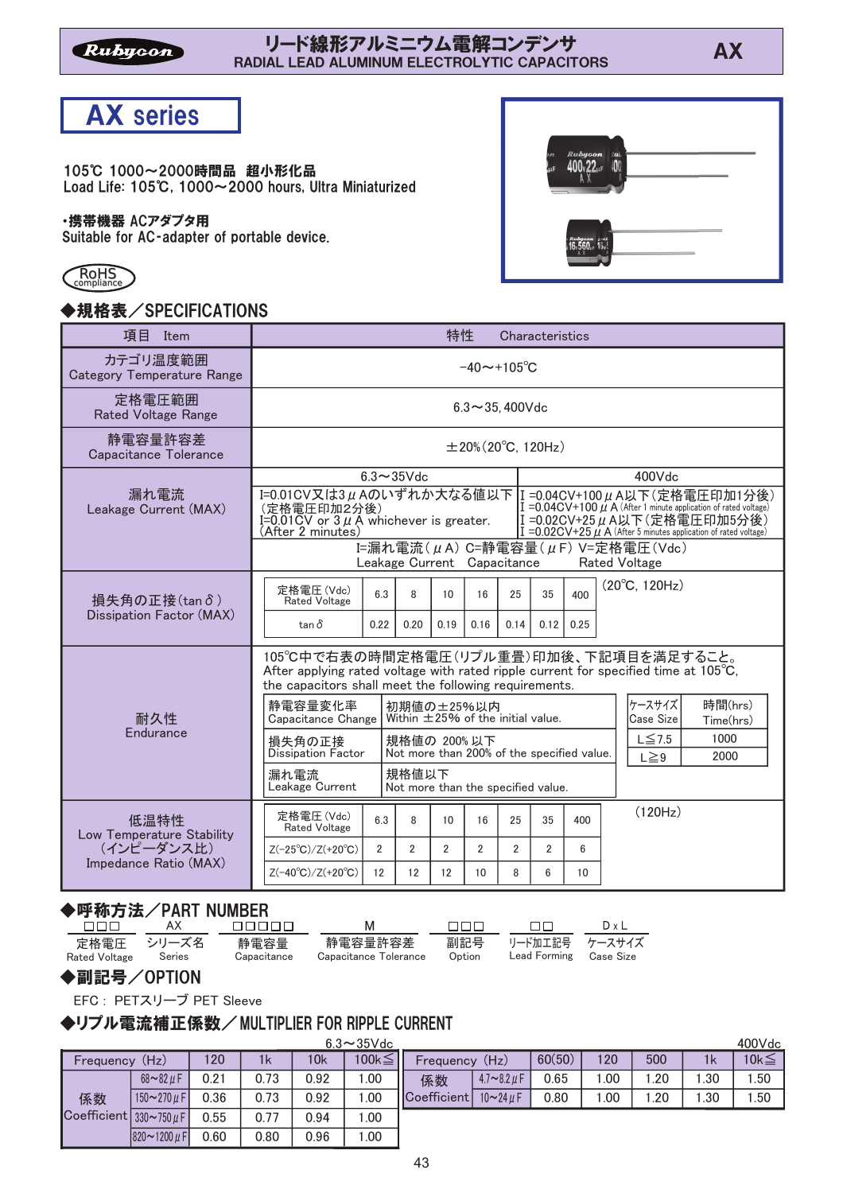# リード線形アルミニウム電解コンデンサ
RADIAL LEAD ALUMINUM ELECTROLYTIC CAPACITORS

## AX series

105℃ 1000～2000時間品　超小形化品
Load Life: 105℃, 1000～2000 hours, Ultra Miniaturized

・携帯機器 ACアダプタ用
Suitable for AC-adapter of portable device.

RoHS compliance

## ◆規格表／SPECIFICATIONS

| 項目 Item | 特性 Characteristics |
|---|---|
| カテゴリ温度範囲 Category Temperature Range | −40～+105℃ |
| 定格電圧範囲 Rated Voltage Range | 6.3～35, 400Vdc |
| 静電容量許容差 Capacitance Tolerance | ±20%(20℃, 120Hz) |
| 漏れ電流 Leakage Current (MAX) | **6.3～35Vdc:** I=0.01CV又は3μAのいずれか大なる値以下（定格電圧印加2分後） I=0.01CV or 3μA whichever is greater. (After 2 minutes)<br>**400Vdc:** I =0.04CV+100μA以下（定格電圧印加1分後） I =0.04CV+100μA (After 1 minute application of rated voltage) I =0.02CV+25μA以下（定格電圧印加5分後） I =0.02CV+25μA (After 5 minutes application of rated voltage)<br>I=漏れ電流（μA） C=静電容量（μF） V=定格電圧（Vdc） Leakage Current Capacitance Rated Voltage |
| 損失角の正接（tanδ） Dissipation Factor (MAX) | (20℃, 120Hz) see table below |
| 耐久性 Endurance | 105℃中で右表の時間定格電圧（リプル重畳）印加後、下記項目を満足すること。 After applying rated voltage with rated ripple current for specified time at 105℃, the capacitors shall meet the following requirements. |
| 低温特性（インピーダンス比） Low Temperature Stability Impedance Ratio (MAX) | (120Hz) see table below |

**損失角の正接 Dissipation Factor (20℃, 120Hz)**

| 定格電圧(Vdc) Rated Voltage | 6.3 | 8 | 10 | 16 | 25 | 35 | 400 |
|---|---|---|---|---|---|---|---|
| tanδ | 0.22 | 0.20 | 0.19 | 0.16 | 0.14 | 0.12 | 0.25 |

**耐久性 Endurance**

| 項目 | 規格 |
|---|---|
| 静電容量変化率 Capacitance Change | 初期値の±25%以内 Within ±25% of the initial value. |
| 損失角の正接 Dissipation Factor | 規格値の 200% 以下 Not more than 200% of the specified value. |
| 漏れ電流 Leakage Current | 規格値以下 Not more than the specified value. |

| ケースサイズ Case Size | 時間(hrs) Time(hrs) |
|---|---|
| L≦7.5 | 1000 |
| L≧9 | 2000 |

**低温特性 Low Temperature Stability (120Hz)**

| 定格電圧(Vdc) Rated Voltage | 6.3 | 8 | 10 | 16 | 25 | 35 | 400 |
|---|---|---|---|---|---|---|---|
| Z(−25℃)/Z(+20℃) | 2 | 2 | 2 | 2 | 2 | 2 | 6 |
| Z(−40℃)/Z(+20℃) | 12 | 12 | 12 | 10 | 8 | 6 | 10 |

## ◆呼称方法／PART NUMBER

| □□□ | AX | □□□□□ | M | □□□ | □□ | D x L |
|---|---|---|---|---|---|---|
| 定格電圧 Rated Voltage | シリーズ名 Series | 静電容量 Capacitance | 静電容量許容差 Capacitance Tolerance | 副記号 Option | リード加工記号 Lead Forming | ケースサイズ Case Size |

## ◆副記号／OPTION

EFC： PETスリーブ PET Sleeve

## ◆リプル電流補正係数／MULTIPLIER FOR RIPPLE CURRENT

**6.3～35Vdc**

| Frequency (Hz) | | 120 | 1k | 10k | 100k≦ |
|---|---|---|---|---|---|
| 係数 Coefficient | 68～82μF | 0.21 | 0.73 | 0.92 | 1.00 |
| | 150～270μF | 0.36 | 0.73 | 0.92 | 1.00 |
| | 330～750μF | 0.55 | 0.77 | 0.94 | 1.00 |
| | 820～1200μF | 0.60 | 0.80 | 0.96 | 1.00 |

**400Vdc**

| Frequency (Hz) | | 60(50) | 120 | 500 | 1k | 10k≦ |
|---|---|---|---|---|---|---|
| 係数 Coefficient | 4.7～8.2μF | 0.65 | 1.00 | 1.20 | 1.30 | 1.50 |
| | 10～24μF | 0.80 | 1.00 | 1.20 | 1.30 | 1.50 |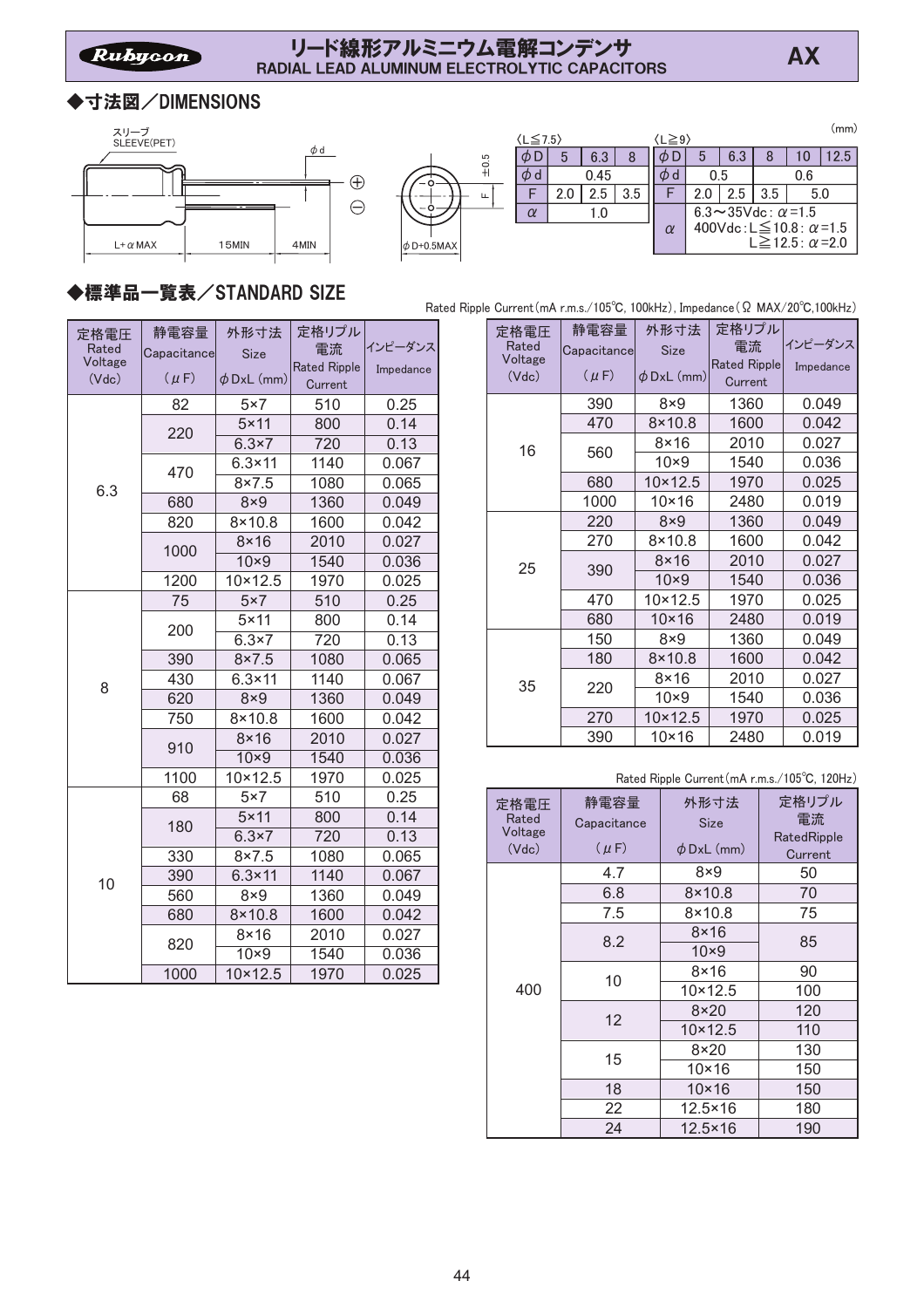# リード線形アルミニウム電解コンデンサ
RADIAL LEAD ALUMINUM ELECTROLYTIC CAPACITORS

**AX**

## ◆寸法図／DIMENSIONS

スリーブ
SLEEVE(PET)

φd

L+α MAX　　15MIN　　4MIN

φD+0.5MAX

F ±0.5

(mm)

〈L≦7.5〉

| φD | 5 | 6.3 | 8 |
|---|---|---|---|
| φd | 0.45 | | |
| F | 2.0 | 2.5 | 3.5 |
| α | 1.0 | | |

〈L≧9〉

| φD | 5 | 6.3 | 8 | 10 | 12.5 |
|---|---|---|---|---|---|
| φd | 0.5 | | 0.6 | | |
| F | 2.0 | 2.5 | 3.5 | 5.0 | |
| α | 6.3～35Vdc：α=1.5<br>400Vdc：L≦10.8：α=1.5<br>L≧12.5：α=2.0 | | | | |

## ◆標準品一覧表／STANDARD SIZE

Rated Ripple Current (mA r.m.s./105℃, 100kHz), Impedance (Ω MAX/20℃,100kHz)

| 定格電圧 Rated Voltage (Vdc) | 静電容量 Capacitance (μF) | 外形寸法 Size φDxL (mm) | 定格リプル電流 Rated Ripple Current | インピーダンス Impedance |
|---|---|---|---|---|
| 6.3 | 82 | 5×7 | 510 | 0.25 |
| | 220 | 5×11 | 800 | 0.14 |
| | | 6.3×7 | 720 | 0.13 |
| | 470 | 6.3×11 | 1140 | 0.067 |
| | | 8×7.5 | 1080 | 0.065 |
| | 680 | 8×9 | 1360 | 0.049 |
| | 820 | 8×10.8 | 1600 | 0.042 |
| | 1000 | 8×16 | 2010 | 0.027 |
| | | 10×9 | 1540 | 0.036 |
| | 1200 | 10×12.5 | 1970 | 0.025 |
| 8 | 75 | 5×7 | 510 | 0.25 |
| | 200 | 5×11 | 800 | 0.14 |
| | | 6.3×7 | 720 | 0.13 |
| | 390 | 8×7.5 | 1080 | 0.065 |
| | 430 | 6.3×11 | 1140 | 0.067 |
| | 620 | 8×9 | 1360 | 0.049 |
| | 750 | 8×10.8 | 1600 | 0.042 |
| | 910 | 8×16 | 2010 | 0.027 |
| | | 10×9 | 1540 | 0.036 |
| | 1100 | 10×12.5 | 1970 | 0.025 |
| 10 | 68 | 5×7 | 510 | 0.25 |
| | 180 | 5×11 | 800 | 0.14 |
| | | 6.3×7 | 720 | 0.13 |
| | 330 | 8×7.5 | 1080 | 0.065 |
| | 390 | 6.3×11 | 1140 | 0.067 |
| | 560 | 8×9 | 1360 | 0.049 |
| | 680 | 8×10.8 | 1600 | 0.042 |
| | 820 | 8×16 | 2010 | 0.027 |
| | | 10×9 | 1540 | 0.036 |
| | 1000 | 10×12.5 | 1970 | 0.025 |
| 16 | 390 | 8×9 | 1360 | 0.049 |
| | 470 | 8×10.8 | 1600 | 0.042 |
| | 560 | 8×16 | 2010 | 0.027 |
| | | 10×9 | 1540 | 0.036 |
| | 680 | 10×12.5 | 1970 | 0.025 |
| | 1000 | 10×16 | 2480 | 0.019 |
| 25 | 220 | 8×9 | 1360 | 0.049 |
| | 270 | 8×10.8 | 1600 | 0.042 |
| | 390 | 8×16 | 2010 | 0.027 |
| | | 10×9 | 1540 | 0.036 |
| | 470 | 10×12.5 | 1970 | 0.025 |
| | 680 | 10×16 | 2480 | 0.019 |
| 35 | 150 | 8×9 | 1360 | 0.049 |
| | 180 | 8×10.8 | 1600 | 0.042 |
| | 220 | 8×16 | 2010 | 0.027 |
| | | 10×9 | 1540 | 0.036 |
| | 270 | 10×12.5 | 1970 | 0.025 |
| | 390 | 10×16 | 2480 | 0.019 |

Rated Ripple Current (mA r.m.s./105℃, 120Hz)

| 定格電圧 Rated Voltage (Vdc) | 静電容量 Capacitance (μF) | 外形寸法 Size φDxL (mm) | 定格リプル電流 RatedRipple Current |
|---|---|---|---|
| 400 | 4.7 | 8×9 | 50 |
| | 6.8 | 8×10.8 | 70 |
| | 7.5 | 8×10.8 | 75 |
| | 8.2 | 8×16 | 85 |
| | | 10×9 | |
| | 10 | 8×16 | 90 |
| | | 10×12.5 | 100 |
| | 12 | 8×20 | 120 |
| | | 10×12.5 | 110 |
| | 15 | 8×20 | 130 |
| | | 10×16 | 150 |
| | 18 | 10×16 | 150 |
| | 22 | 12.5×16 | 180 |
| | 24 | 12.5×16 | 190 |